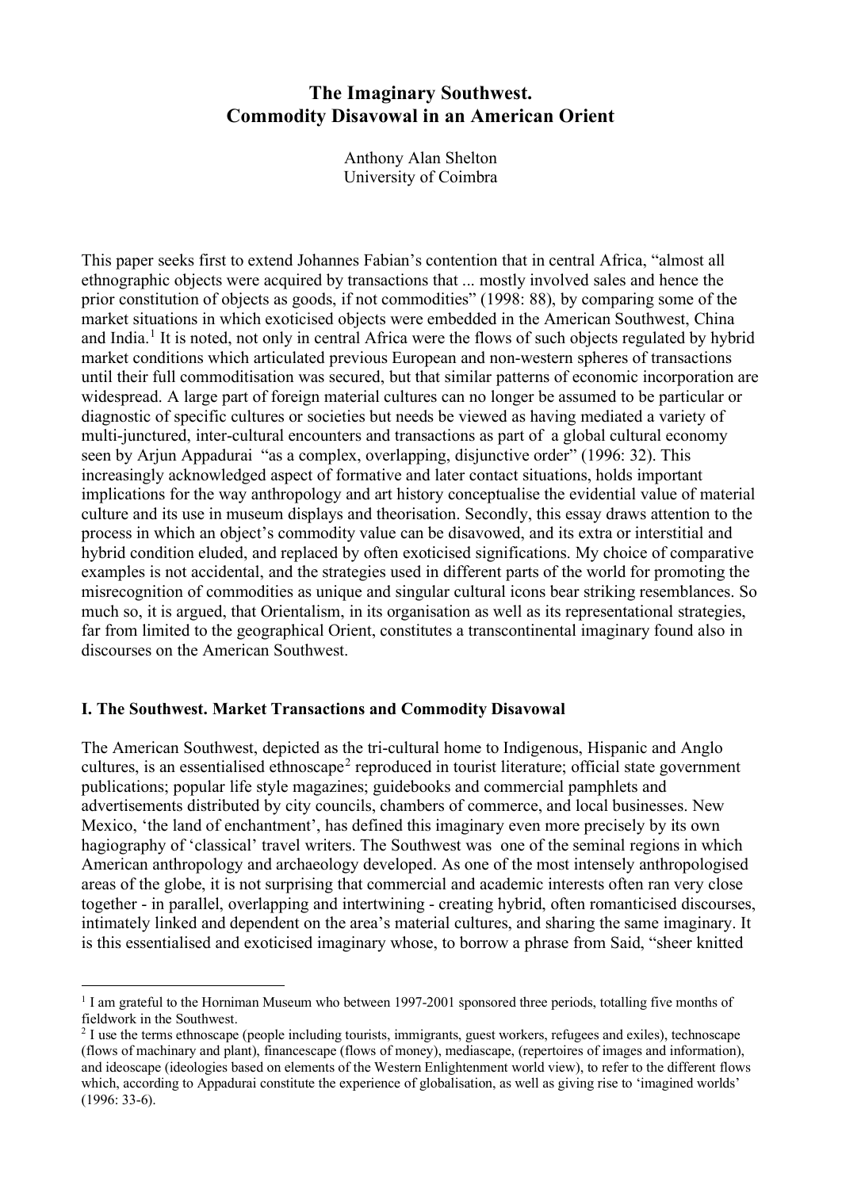# The Imaginary Southwest.
# Commodity Disavowal in an American Orient

Anthony Alan Shelton
University of Coimbra

This paper seeks first to extend Johannes Fabian's contention that in central Africa, "almost all ethnographic objects were acquired by transactions that ... mostly involved sales and hence the prior constitution of objects as goods, if not commodities" (1998: 88), by comparing some of the market situations in which exoticised objects were embedded in the American Southwest, China and India.[1] It is noted, not only in central Africa were the flows of such objects regulated by hybrid market conditions which articulated previous European and non-western spheres of transactions until their full commoditisation was secured, but that similar patterns of economic incorporation are widespread. A large part of foreign material cultures can no longer be assumed to be particular or diagnostic of specific cultures or societies but needs be viewed as having mediated a variety of multi-junctured, inter-cultural encounters and transactions as part of a global cultural economy seen by Arjun Appadurai "as a complex, overlapping, disjunctive order" (1996: 32). This increasingly acknowledged aspect of formative and later contact situations, holds important implications for the way anthropology and art history conceptualise the evidential value of material culture and its use in museum displays and theorisation. Secondly, this essay draws attention to the process in which an object's commodity value can be disavowed, and its extra or interstitial and hybrid condition eluded, and replaced by often exoticised significations. My choice of comparative examples is not accidental, and the strategies used in different parts of the world for promoting the misrecognition of commodities as unique and singular cultural icons bear striking resemblances. So much so, it is argued, that Orientalism, in its organisation as well as its representational strategies, far from limited to the geographical Orient, constitutes a transcontinental imaginary found also in discourses on the American Southwest.

## I. The Southwest. Market Transactions and Commodity Disavowal

The American Southwest, depicted as the tri-cultural home to Indigenous, Hispanic and Anglo cultures, is an essentialised ethnoscape[2] reproduced in tourist literature; official state government publications; popular life style magazines; guidebooks and commercial pamphlets and advertisements distributed by city councils, chambers of commerce, and local businesses. New Mexico, 'the land of enchantment', has defined this imaginary even more precisely by its own hagiography of 'classical' travel writers. The Southwest was one of the seminal regions in which American anthropology and archaeology developed. As one of the most intensely anthropologised areas of the globe, it is not surprising that commercial and academic interests often ran very close together - in parallel, overlapping and intertwining - creating hybrid, often romanticised discourses, intimately linked and dependent on the area's material cultures, and sharing the same imaginary. It is this essentialised and exoticised imaginary whose, to borrow a phrase from Said, "sheer knitted

---

[1] I am grateful to the Horniman Museum who between 1997-2001 sponsored three periods, totalling five months of fieldwork in the Southwest.

[2] I use the terms ethnoscape (people including tourists, immigrants, guest workers, refugees and exiles), technoscape (flows of machinary and plant), financescape (flows of money), mediascape, (repertoires of images and information), and ideoscape (ideologies based on elements of the Western Enlightenment world view), to refer to the different flows which, according to Appadurai constitute the experience of globalisation, as well as giving rise to 'imagined worlds' (1996: 33-6).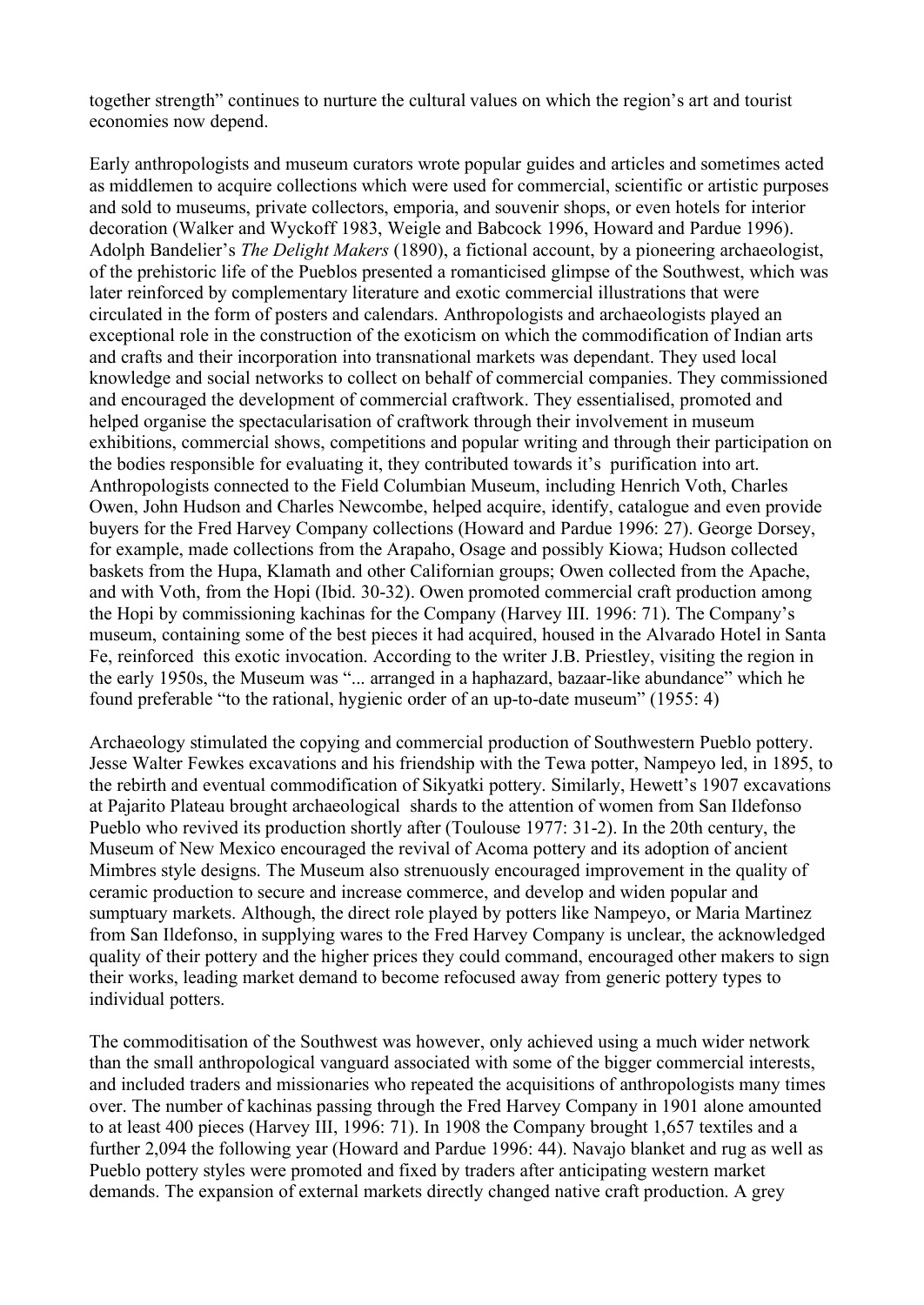together strength" continues to nurture the cultural values on which the region's art and tourist economies now depend.

Early anthropologists and museum curators wrote popular guides and articles and sometimes acted as middlemen to acquire collections which were used for commercial, scientific or artistic purposes and sold to museums, private collectors, emporia, and souvenir shops, or even hotels for interior decoration (Walker and Wyckoff 1983, Weigle and Babcock 1996, Howard and Pardue 1996). Adolph Bandelier's *The Delight Makers* (1890), a fictional account, by a pioneering archaeologist, of the prehistoric life of the Pueblos presented a romanticised glimpse of the Southwest, which was later reinforced by complementary literature and exotic commercial illustrations that were circulated in the form of posters and calendars. Anthropologists and archaeologists played an exceptional role in the construction of the exoticism on which the commodification of Indian arts and crafts and their incorporation into transnational markets was dependant. They used local knowledge and social networks to collect on behalf of commercial companies. They commissioned and encouraged the development of commercial craftwork. They essentialised, promoted and helped organise the spectacularisation of craftwork through their involvement in museum exhibitions, commercial shows, competitions and popular writing and through their participation on the bodies responsible for evaluating it, they contributed towards it's purification into art. Anthropologists connected to the Field Columbian Museum, including Henrich Voth, Charles Owen, John Hudson and Charles Newcombe, helped acquire, identify, catalogue and even provide buyers for the Fred Harvey Company collections (Howard and Pardue 1996: 27). George Dorsey, for example, made collections from the Arapaho, Osage and possibly Kiowa; Hudson collected baskets from the Hupa, Klamath and other Californian groups; Owen collected from the Apache, and with Voth, from the Hopi (Ibid. 30-32). Owen promoted commercial craft production among the Hopi by commissioning kachinas for the Company (Harvey III. 1996: 71). The Company's museum, containing some of the best pieces it had acquired, housed in the Alvarado Hotel in Santa Fe, reinforced this exotic invocation. According to the writer J.B. Priestley, visiting the region in the early 1950s, the Museum was "... arranged in a haphazard, bazaar-like abundance" which he found preferable "to the rational, hygienic order of an up-to-date museum" (1955: 4)

Archaeology stimulated the copying and commercial production of Southwestern Pueblo pottery. Jesse Walter Fewkes excavations and his friendship with the Tewa potter, Nampeyo led, in 1895, to the rebirth and eventual commodification of Sikyatki pottery. Similarly, Hewett's 1907 excavations at Pajarito Plateau brought archaeological shards to the attention of women from San Ildefonso Pueblo who revived its production shortly after (Toulouse 1977: 31-2). In the 20th century, the Museum of New Mexico encouraged the revival of Acoma pottery and its adoption of ancient Mimbres style designs. The Museum also strenuously encouraged improvement in the quality of ceramic production to secure and increase commerce, and develop and widen popular and sumptuary markets. Although, the direct role played by potters like Nampeyo, or Maria Martinez from San Ildefonso, in supplying wares to the Fred Harvey Company is unclear, the acknowledged quality of their pottery and the higher prices they could command, encouraged other makers to sign their works, leading market demand to become refocused away from generic pottery types to individual potters.

The commoditisation of the Southwest was however, only achieved using a much wider network than the small anthropological vanguard associated with some of the bigger commercial interests, and included traders and missionaries who repeated the acquisitions of anthropologists many times over. The number of kachinas passing through the Fred Harvey Company in 1901 alone amounted to at least 400 pieces (Harvey III, 1996: 71). In 1908 the Company brought 1,657 textiles and a further 2,094 the following year (Howard and Pardue 1996: 44). Navajo blanket and rug as well as Pueblo pottery styles were promoted and fixed by traders after anticipating western market demands. The expansion of external markets directly changed native craft production. A grey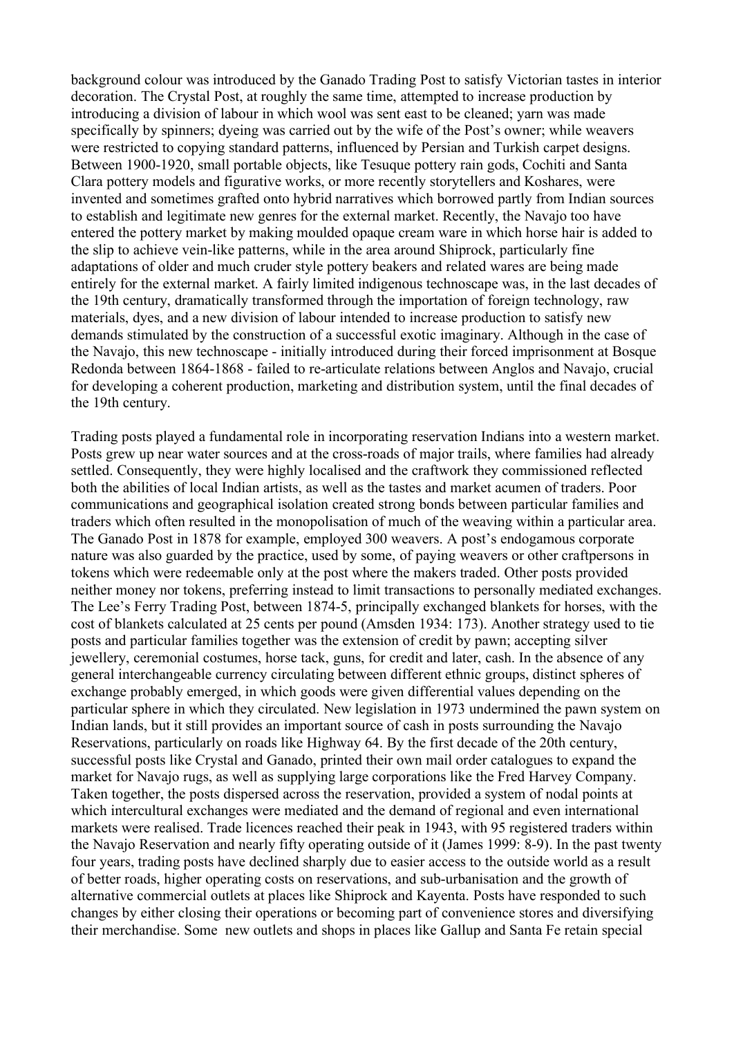background colour was introduced by the Ganado Trading Post to satisfy Victorian tastes in interior decoration. The Crystal Post, at roughly the same time, attempted to increase production by introducing a division of labour in which wool was sent east to be cleaned; yarn was made specifically by spinners; dyeing was carried out by the wife of the Post's owner; while weavers were restricted to copying standard patterns, influenced by Persian and Turkish carpet designs. Between 1900-1920, small portable objects, like Tesuque pottery rain gods, Cochiti and Santa Clara pottery models and figurative works, or more recently storytellers and Koshares, were invented and sometimes grafted onto hybrid narratives which borrowed partly from Indian sources to establish and legitimate new genres for the external market. Recently, the Navajo too have entered the pottery market by making moulded opaque cream ware in which horse hair is added to the slip to achieve vein-like patterns, while in the area around Shiprock, particularly fine adaptations of older and much cruder style pottery beakers and related wares are being made entirely for the external market. A fairly limited indigenous technoscape was, in the last decades of the 19th century, dramatically transformed through the importation of foreign technology, raw materials, dyes, and a new division of labour intended to increase production to satisfy new demands stimulated by the construction of a successful exotic imaginary. Although in the case of the Navajo, this new technoscape - initially introduced during their forced imprisonment at Bosque Redonda between 1864-1868 - failed to re-articulate relations between Anglos and Navajo, crucial for developing a coherent production, marketing and distribution system, until the final decades of the 19th century.

Trading posts played a fundamental role in incorporating reservation Indians into a western market. Posts grew up near water sources and at the cross-roads of major trails, where families had already settled. Consequently, they were highly localised and the craftwork they commissioned reflected both the abilities of local Indian artists, as well as the tastes and market acumen of traders. Poor communications and geographical isolation created strong bonds between particular families and traders which often resulted in the monopolisation of much of the weaving within a particular area. The Ganado Post in 1878 for example, employed 300 weavers. A post's endogamous corporate nature was also guarded by the practice, used by some, of paying weavers or other craftpersons in tokens which were redeemable only at the post where the makers traded. Other posts provided neither money nor tokens, preferring instead to limit transactions to personally mediated exchanges. The Lee's Ferry Trading Post, between 1874-5, principally exchanged blankets for horses, with the cost of blankets calculated at 25 cents per pound (Amsden 1934: 173). Another strategy used to tie posts and particular families together was the extension of credit by pawn; accepting silver jewellery, ceremonial costumes, horse tack, guns, for credit and later, cash. In the absence of any general interchangeable currency circulating between different ethnic groups, distinct spheres of exchange probably emerged, in which goods were given differential values depending on the particular sphere in which they circulated. New legislation in 1973 undermined the pawn system on Indian lands, but it still provides an important source of cash in posts surrounding the Navajo Reservations, particularly on roads like Highway 64. By the first decade of the 20th century, successful posts like Crystal and Ganado, printed their own mail order catalogues to expand the market for Navajo rugs, as well as supplying large corporations like the Fred Harvey Company. Taken together, the posts dispersed across the reservation, provided a system of nodal points at which intercultural exchanges were mediated and the demand of regional and even international markets were realised. Trade licences reached their peak in 1943, with 95 registered traders within the Navajo Reservation and nearly fifty operating outside of it (James 1999: 8-9). In the past twenty four years, trading posts have declined sharply due to easier access to the outside world as a result of better roads, higher operating costs on reservations, and sub-urbanisation and the growth of alternative commercial outlets at places like Shiprock and Kayenta. Posts have responded to such changes by either closing their operations or becoming part of convenience stores and diversifying their merchandise. Some new outlets and shops in places like Gallup and Santa Fe retain special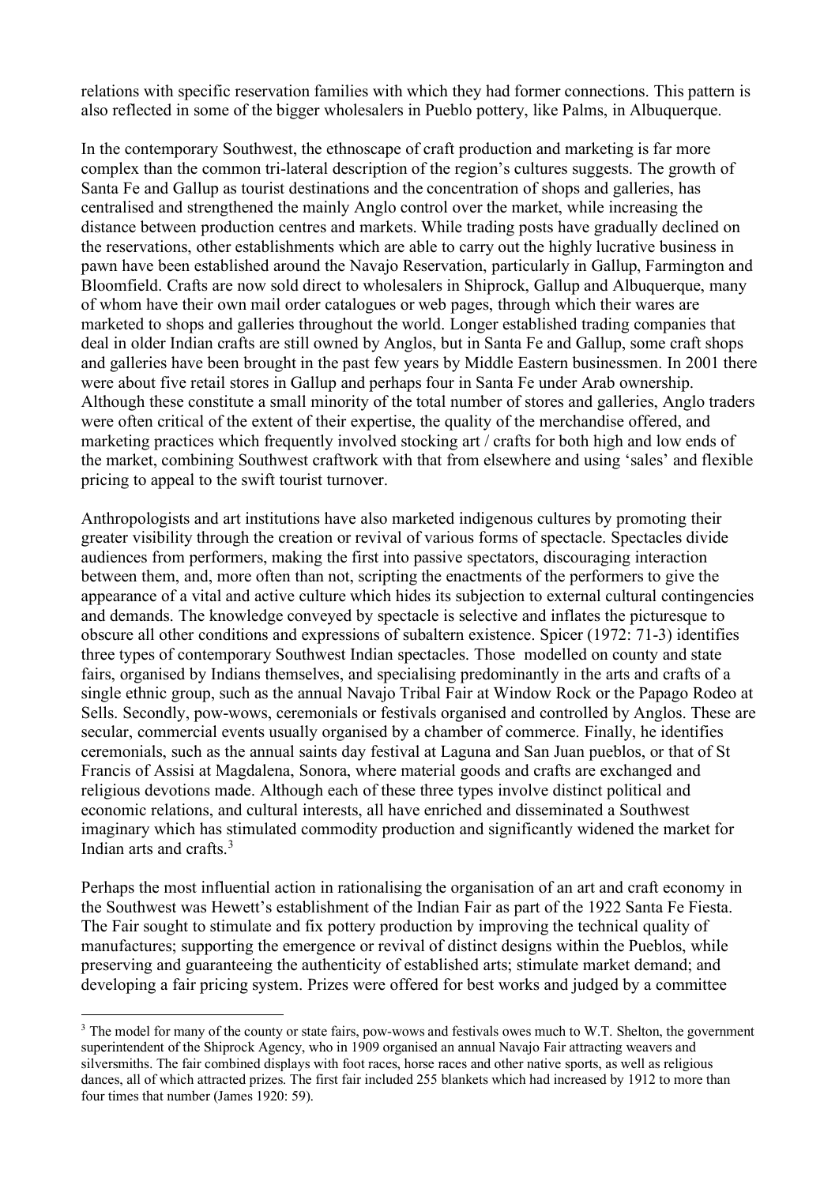relations with specific reservation families with which they had former connections. This pattern is also reflected in some of the bigger wholesalers in Pueblo pottery, like Palms, in Albuquerque.

In the contemporary Southwest, the ethnoscape of craft production and marketing is far more complex than the common tri-lateral description of the region's cultures suggests. The growth of Santa Fe and Gallup as tourist destinations and the concentration of shops and galleries, has centralised and strengthened the mainly Anglo control over the market, while increasing the distance between production centres and markets. While trading posts have gradually declined on the reservations, other establishments which are able to carry out the highly lucrative business in pawn have been established around the Navajo Reservation, particularly in Gallup, Farmington and Bloomfield. Crafts are now sold direct to wholesalers in Shiprock, Gallup and Albuquerque, many of whom have their own mail order catalogues or web pages, through which their wares are marketed to shops and galleries throughout the world. Longer established trading companies that deal in older Indian crafts are still owned by Anglos, but in Santa Fe and Gallup, some craft shops and galleries have been brought in the past few years by Middle Eastern businessmen. In 2001 there were about five retail stores in Gallup and perhaps four in Santa Fe under Arab ownership. Although these constitute a small minority of the total number of stores and galleries, Anglo traders were often critical of the extent of their expertise, the quality of the merchandise offered, and marketing practices which frequently involved stocking art / crafts for both high and low ends of the market, combining Southwest craftwork with that from elsewhere and using 'sales' and flexible pricing to appeal to the swift tourist turnover.

Anthropologists and art institutions have also marketed indigenous cultures by promoting their greater visibility through the creation or revival of various forms of spectacle. Spectacles divide audiences from performers, making the first into passive spectators, discouraging interaction between them, and, more often than not, scripting the enactments of the performers to give the appearance of a vital and active culture which hides its subjection to external cultural contingencies and demands. The knowledge conveyed by spectacle is selective and inflates the picturesque to obscure all other conditions and expressions of subaltern existence. Spicer (1972: 71-3) identifies three types of contemporary Southwest Indian spectacles. Those modelled on county and state fairs, organised by Indians themselves, and specialising predominantly in the arts and crafts of a single ethnic group, such as the annual Navajo Tribal Fair at Window Rock or the Papago Rodeo at Sells. Secondly, pow-wows, ceremonials or festivals organised and controlled by Anglos. These are secular, commercial events usually organised by a chamber of commerce. Finally, he identifies ceremonials, such as the annual saints day festival at Laguna and San Juan pueblos, or that of St Francis of Assisi at Magdalena, Sonora, where material goods and crafts are exchanged and religious devotions made. Although each of these three types involve distinct political and economic relations, and cultural interests, all have enriched and disseminated a Southwest imaginary which has stimulated commodity production and significantly widened the market for Indian arts and crafts.[3]

Perhaps the most influential action in rationalising the organisation of an art and craft economy in the Southwest was Hewett's establishment of the Indian Fair as part of the 1922 Santa Fe Fiesta. The Fair sought to stimulate and fix pottery production by improving the technical quality of manufactures; supporting the emergence or revival of distinct designs within the Pueblos, while preserving and guaranteeing the authenticity of established arts; stimulate market demand; and developing a fair pricing system. Prizes were offered for best works and judged by a committee

[3] The model for many of the county or state fairs, pow-wows and festivals owes much to W.T. Shelton, the government superintendent of the Shiprock Agency, who in 1909 organised an annual Navajo Fair attracting weavers and silversmiths. The fair combined displays with foot races, horse races and other native sports, as well as religious dances, all of which attracted prizes. The first fair included 255 blankets which had increased by 1912 to more than four times that number (James 1920: 59).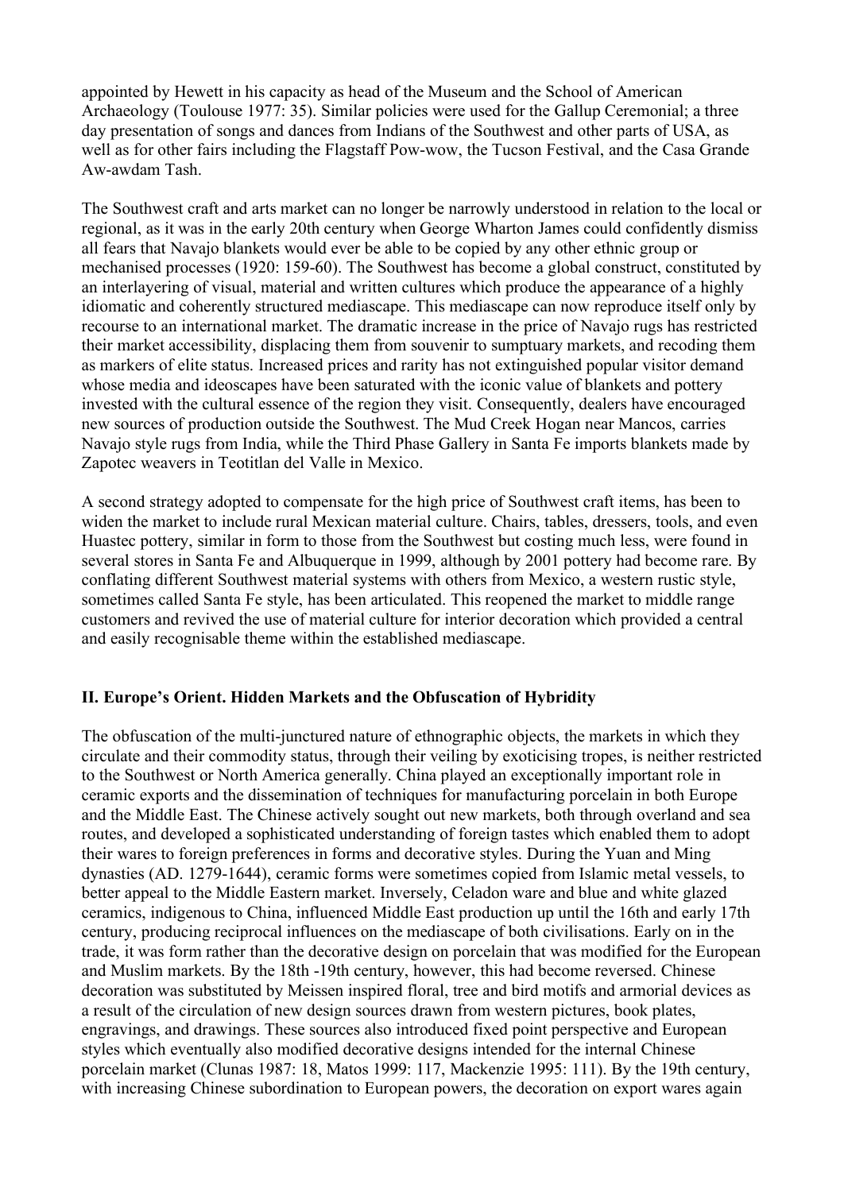appointed by Hewett in his capacity as head of the Museum and the School of American Archaeology (Toulouse 1977: 35). Similar policies were used for the Gallup Ceremonial; a three day presentation of songs and dances from Indians of the Southwest and other parts of USA, as well as for other fairs including the Flagstaff Pow-wow, the Tucson Festival, and the Casa Grande Aw-awdam Tash.

The Southwest craft and arts market can no longer be narrowly understood in relation to the local or regional, as it was in the early 20th century when George Wharton James could confidently dismiss all fears that Navajo blankets would ever be able to be copied by any other ethnic group or mechanised processes (1920: 159-60). The Southwest has become a global construct, constituted by an interlayering of visual, material and written cultures which produce the appearance of a highly idiomatic and coherently structured mediascape. This mediascape can now reproduce itself only by recourse to an international market. The dramatic increase in the price of Navajo rugs has restricted their market accessibility, displacing them from souvenir to sumptuary markets, and recoding them as markers of elite status. Increased prices and rarity has not extinguished popular visitor demand whose media and ideoscapes have been saturated with the iconic value of blankets and pottery invested with the cultural essence of the region they visit. Consequently, dealers have encouraged new sources of production outside the Southwest. The Mud Creek Hogan near Mancos, carries Navajo style rugs from India, while the Third Phase Gallery in Santa Fe imports blankets made by Zapotec weavers in Teotitlan del Valle in Mexico.

A second strategy adopted to compensate for the high price of Southwest craft items, has been to widen the market to include rural Mexican material culture. Chairs, tables, dressers, tools, and even Huastec pottery, similar in form to those from the Southwest but costing much less, were found in several stores in Santa Fe and Albuquerque in 1999, although by 2001 pottery had become rare. By conflating different Southwest material systems with others from Mexico, a western rustic style, sometimes called Santa Fe style, has been articulated. This reopened the market to middle range customers and revived the use of material culture for interior decoration which provided a central and easily recognisable theme within the established mediascape.

## II. Europe's Orient. Hidden Markets and the Obfuscation of Hybridity

The obfuscation of the multi-junctured nature of ethnographic objects, the markets in which they circulate and their commodity status, through their veiling by exoticising tropes, is neither restricted to the Southwest or North America generally. China played an exceptionally important role in ceramic exports and the dissemination of techniques for manufacturing porcelain in both Europe and the Middle East. The Chinese actively sought out new markets, both through overland and sea routes, and developed a sophisticated understanding of foreign tastes which enabled them to adopt their wares to foreign preferences in forms and decorative styles. During the Yuan and Ming dynasties (AD. 1279-1644), ceramic forms were sometimes copied from Islamic metal vessels, to better appeal to the Middle Eastern market. Inversely, Celadon ware and blue and white glazed ceramics, indigenous to China, influenced Middle East production up until the 16th and early 17th century, producing reciprocal influences on the mediascape of both civilisations. Early on in the trade, it was form rather than the decorative design on porcelain that was modified for the European and Muslim markets. By the 18th -19th century, however, this had become reversed. Chinese decoration was substituted by Meissen inspired floral, tree and bird motifs and armorial devices as a result of the circulation of new design sources drawn from western pictures, book plates, engravings, and drawings. These sources also introduced fixed point perspective and European styles which eventually also modified decorative designs intended for the internal Chinese porcelain market (Clunas 1987: 18, Matos 1999: 117, Mackenzie 1995: 111). By the 19th century, with increasing Chinese subordination to European powers, the decoration on export wares again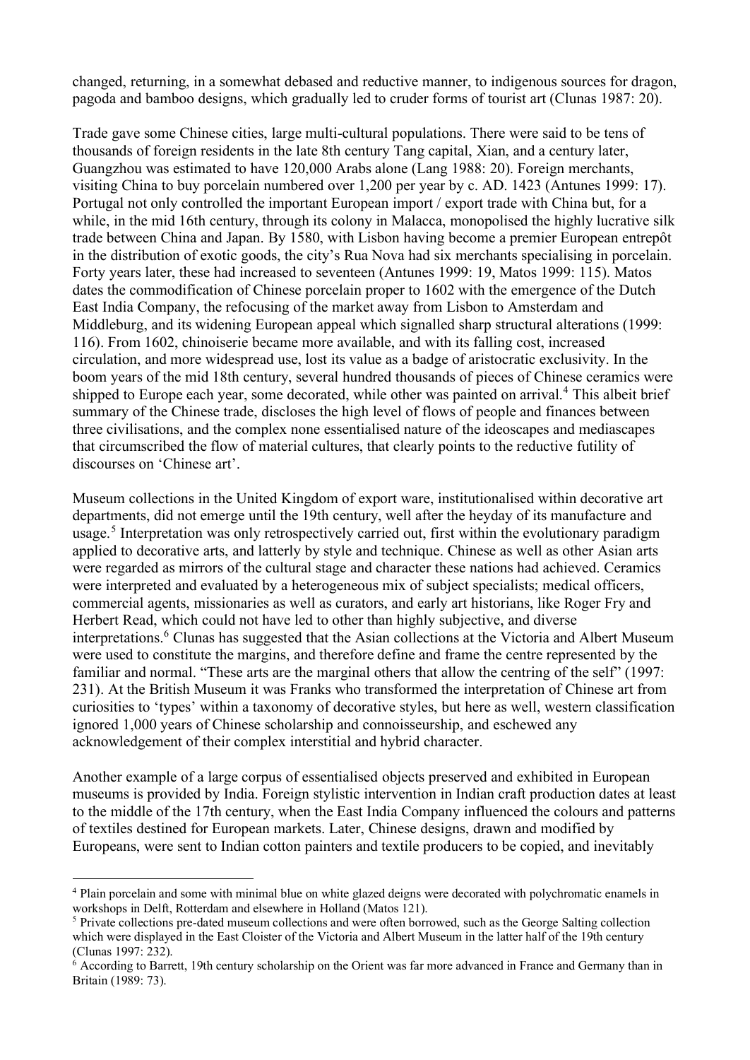changed, returning, in a somewhat debased and reductive manner, to indigenous sources for dragon, pagoda and bamboo designs, which gradually led to cruder forms of tourist art (Clunas 1987: 20).

Trade gave some Chinese cities, large multi-cultural populations. There were said to be tens of thousands of foreign residents in the late 8th century Tang capital, Xian, and a century later, Guangzhou was estimated to have 120,000 Arabs alone (Lang 1988: 20). Foreign merchants, visiting China to buy porcelain numbered over 1,200 per year by c. AD. 1423 (Antunes 1999: 17). Portugal not only controlled the important European import / export trade with China but, for a while, in the mid 16th century, through its colony in Malacca, monopolised the highly lucrative silk trade between China and Japan. By 1580, with Lisbon having become a premier European entrepôt in the distribution of exotic goods, the city's Rua Nova had six merchants specialising in porcelain. Forty years later, these had increased to seventeen (Antunes 1999: 19, Matos 1999: 115). Matos dates the commodification of Chinese porcelain proper to 1602 with the emergence of the Dutch East India Company, the refocusing of the market away from Lisbon to Amsterdam and Middleburg, and its widening European appeal which signalled sharp structural alterations (1999: 116). From 1602, chinoiserie became more available, and with its falling cost, increased circulation, and more widespread use, lost its value as a badge of aristocratic exclusivity. In the boom years of the mid 18th century, several hundred thousands of pieces of Chinese ceramics were shipped to Europe each year, some decorated, while other was painted on arrival.[4] This albeit brief summary of the Chinese trade, discloses the high level of flows of people and finances between three civilisations, and the complex none essentialised nature of the ideoscapes and mediascapes that circumscribed the flow of material cultures, that clearly points to the reductive futility of discourses on 'Chinese art'.

Museum collections in the United Kingdom of export ware, institutionalised within decorative art departments, did not emerge until the 19th century, well after the heyday of its manufacture and usage.[5] Interpretation was only retrospectively carried out, first within the evolutionary paradigm applied to decorative arts, and latterly by style and technique. Chinese as well as other Asian arts were regarded as mirrors of the cultural stage and character these nations had achieved. Ceramics were interpreted and evaluated by a heterogeneous mix of subject specialists; medical officers, commercial agents, missionaries as well as curators, and early art historians, like Roger Fry and Herbert Read, which could not have led to other than highly subjective, and diverse interpretations.[6] Clunas has suggested that the Asian collections at the Victoria and Albert Museum were used to constitute the margins, and therefore define and frame the centre represented by the familiar and normal. "These arts are the marginal others that allow the centring of the self" (1997: 231). At the British Museum it was Franks who transformed the interpretation of Chinese art from curiosities to 'types' within a taxonomy of decorative styles, but here as well, western classification ignored 1,000 years of Chinese scholarship and connoisseurship, and eschewed any acknowledgement of their complex interstitial and hybrid character.

Another example of a large corpus of essentialised objects preserved and exhibited in European museums is provided by India. Foreign stylistic intervention in Indian craft production dates at least to the middle of the 17th century, when the East India Company influenced the colours and patterns of textiles destined for European markets. Later, Chinese designs, drawn and modified by Europeans, were sent to Indian cotton painters and textile producers to be copied, and inevitably

---

[4] Plain porcelain and some with minimal blue on white glazed deigns were decorated with polychromatic enamels in workshops in Delft, Rotterdam and elsewhere in Holland (Matos 121).

[5] Private collections pre-dated museum collections and were often borrowed, such as the George Salting collection which were displayed in the East Cloister of the Victoria and Albert Museum in the latter half of the 19th century (Clunas 1997: 232).

[6] According to Barrett, 19th century scholarship on the Orient was far more advanced in France and Germany than in Britain (1989: 73).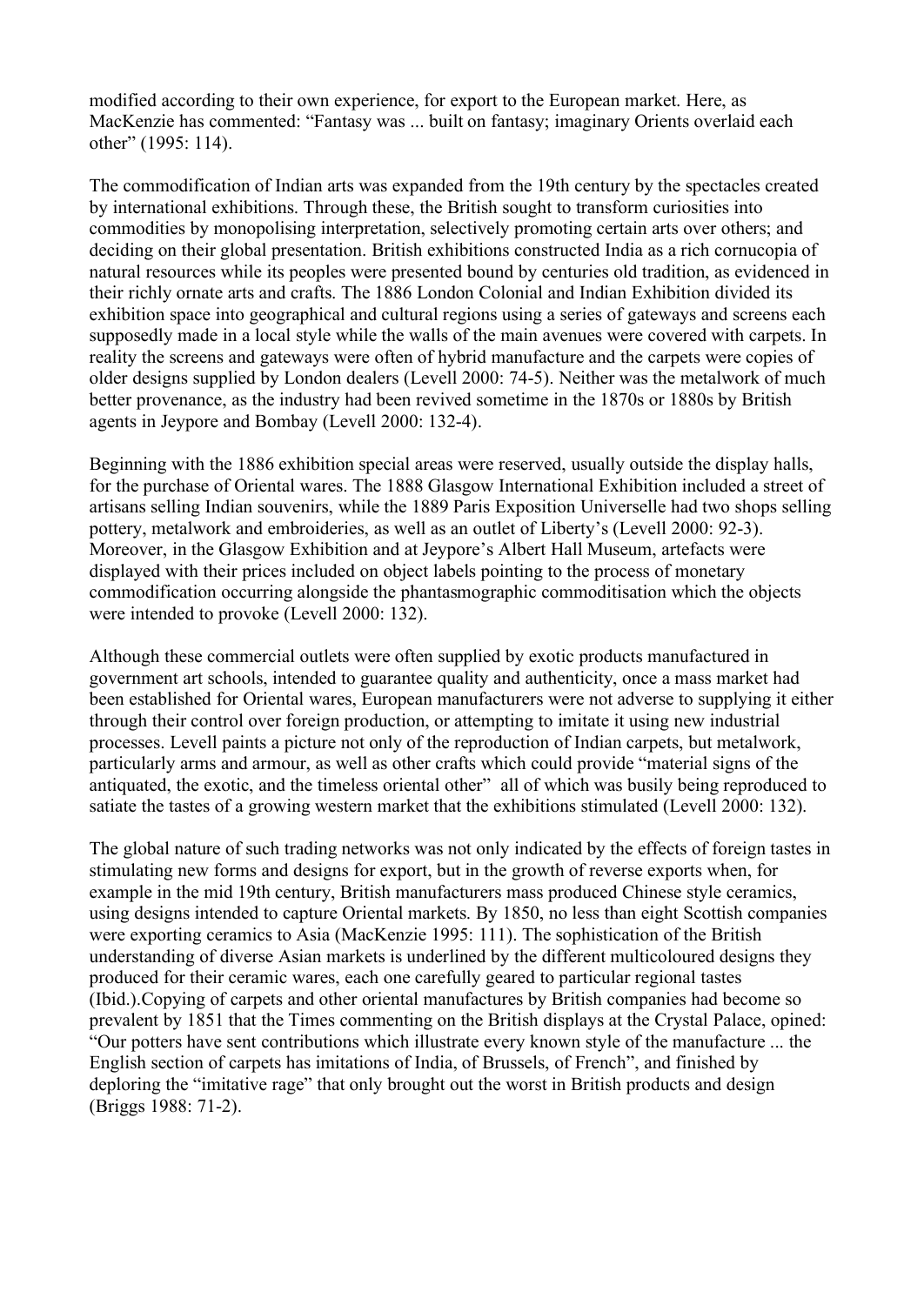modified according to their own experience, for export to the European market. Here, as MacKenzie has commented: "Fantasy was ... built on fantasy; imaginary Orients overlaid each other" (1995: 114).

The commodification of Indian arts was expanded from the 19th century by the spectacles created by international exhibitions. Through these, the British sought to transform curiosities into commodities by monopolising interpretation, selectively promoting certain arts over others; and deciding on their global presentation. British exhibitions constructed India as a rich cornucopia of natural resources while its peoples were presented bound by centuries old tradition, as evidenced in their richly ornate arts and crafts. The 1886 London Colonial and Indian Exhibition divided its exhibition space into geographical and cultural regions using a series of gateways and screens each supposedly made in a local style while the walls of the main avenues were covered with carpets. In reality the screens and gateways were often of hybrid manufacture and the carpets were copies of older designs supplied by London dealers (Levell 2000: 74-5). Neither was the metalwork of much better provenance, as the industry had been revived sometime in the 1870s or 1880s by British agents in Jeypore and Bombay (Levell 2000: 132-4).

Beginning with the 1886 exhibition special areas were reserved, usually outside the display halls, for the purchase of Oriental wares. The 1888 Glasgow International Exhibition included a street of artisans selling Indian souvenirs, while the 1889 Paris Exposition Universelle had two shops selling pottery, metalwork and embroideries, as well as an outlet of Liberty's (Levell 2000: 92-3). Moreover, in the Glasgow Exhibition and at Jeypore's Albert Hall Museum, artefacts were displayed with their prices included on object labels pointing to the process of monetary commodification occurring alongside the phantasmographic commoditisation which the objects were intended to provoke (Levell 2000: 132).

Although these commercial outlets were often supplied by exotic products manufactured in government art schools, intended to guarantee quality and authenticity, once a mass market had been established for Oriental wares, European manufacturers were not adverse to supplying it either through their control over foreign production, or attempting to imitate it using new industrial processes. Levell paints a picture not only of the reproduction of Indian carpets, but metalwork, particularly arms and armour, as well as other crafts which could provide "material signs of the antiquated, the exotic, and the timeless oriental other" all of which was busily being reproduced to satiate the tastes of a growing western market that the exhibitions stimulated (Levell 2000: 132).

The global nature of such trading networks was not only indicated by the effects of foreign tastes in stimulating new forms and designs for export, but in the growth of reverse exports when, for example in the mid 19th century, British manufacturers mass produced Chinese style ceramics, using designs intended to capture Oriental markets. By 1850, no less than eight Scottish companies were exporting ceramics to Asia (MacKenzie 1995: 111). The sophistication of the British understanding of diverse Asian markets is underlined by the different multicoloured designs they produced for their ceramic wares, each one carefully geared to particular regional tastes (Ibid.).Copying of carpets and other oriental manufactures by British companies had become so prevalent by 1851 that the Times commenting on the British displays at the Crystal Palace, opined: "Our potters have sent contributions which illustrate every known style of the manufacture ... the English section of carpets has imitations of India, of Brussels, of French", and finished by deploring the "imitative rage" that only brought out the worst in British products and design (Briggs 1988: 71-2).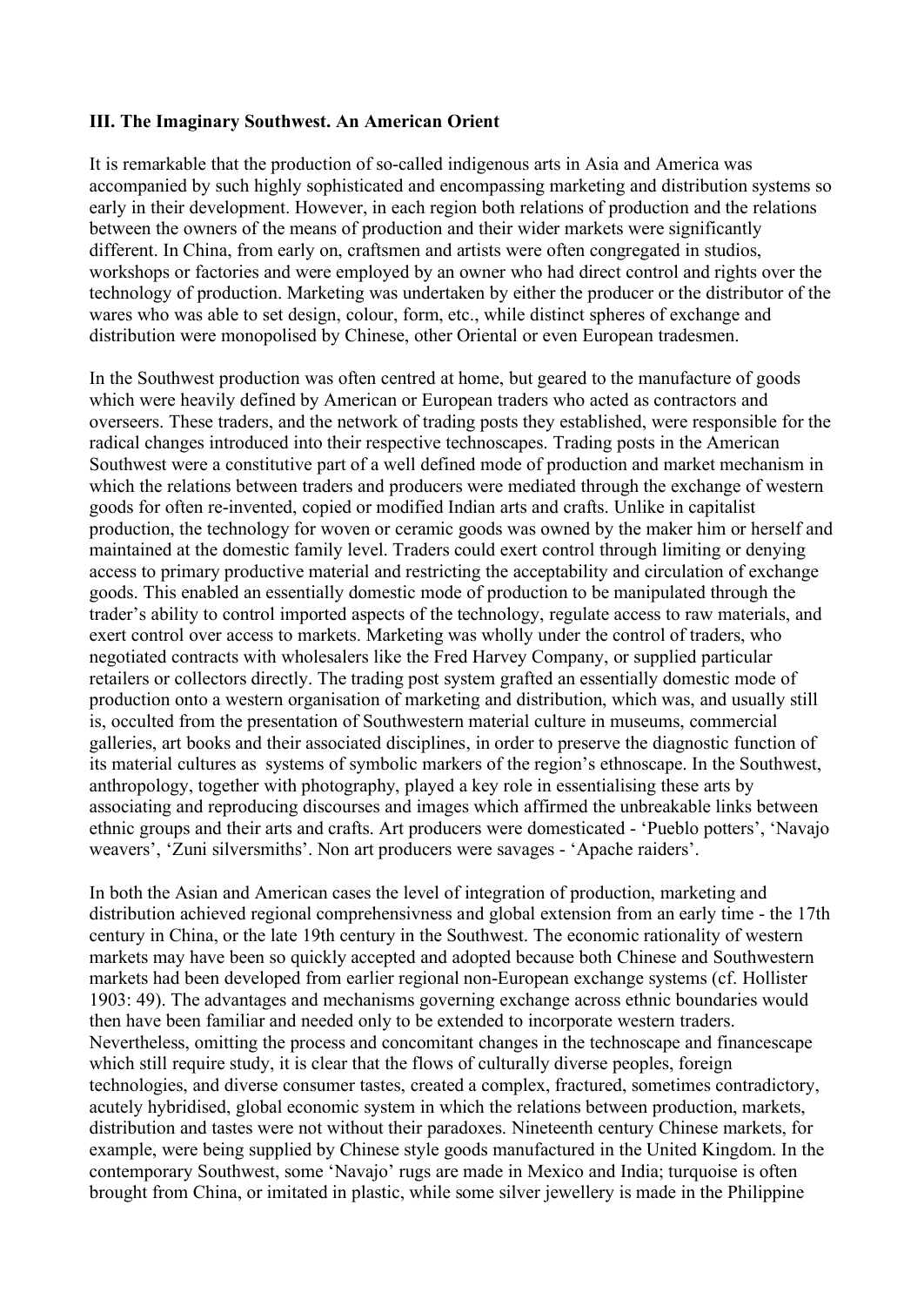**III. The Imaginary Southwest. An American Orient**

It is remarkable that the production of so-called indigenous arts in Asia and America was accompanied by such highly sophisticated and encompassing marketing and distribution systems so early in their development. However, in each region both relations of production and the relations between the owners of the means of production and their wider markets were significantly different. In China, from early on, craftsmen and artists were often congregated in studios, workshops or factories and were employed by an owner who had direct control and rights over the technology of production. Marketing was undertaken by either the producer or the distributor of the wares who was able to set design, colour, form, etc., while distinct spheres of exchange and distribution were monopolised by Chinese, other Oriental or even European tradesmen.

In the Southwest production was often centred at home, but geared to the manufacture of goods which were heavily defined by American or European traders who acted as contractors and overseers. These traders, and the network of trading posts they established, were responsible for the radical changes introduced into their respective technoscapes. Trading posts in the American Southwest were a constitutive part of a well defined mode of production and market mechanism in which the relations between traders and producers were mediated through the exchange of western goods for often re-invented, copied or modified Indian arts and crafts. Unlike in capitalist production, the technology for woven or ceramic goods was owned by the maker him or herself and maintained at the domestic family level. Traders could exert control through limiting or denying access to primary productive material and restricting the acceptability and circulation of exchange goods. This enabled an essentially domestic mode of production to be manipulated through the trader's ability to control imported aspects of the technology, regulate access to raw materials, and exert control over access to markets. Marketing was wholly under the control of traders, who negotiated contracts with wholesalers like the Fred Harvey Company, or supplied particular retailers or collectors directly. The trading post system grafted an essentially domestic mode of production onto a western organisation of marketing and distribution, which was, and usually still is, occulted from the presentation of Southwestern material culture in museums, commercial galleries, art books and their associated disciplines, in order to preserve the diagnostic function of its material cultures as systems of symbolic markers of the region's ethnoscape. In the Southwest, anthropology, together with photography, played a key role in essentialising these arts by associating and reproducing discourses and images which affirmed the unbreakable links between ethnic groups and their arts and crafts. Art producers were domesticated - 'Pueblo potters', 'Navajo weavers', 'Zuni silversmiths'. Non art producers were savages - 'Apache raiders'.

In both the Asian and American cases the level of integration of production, marketing and distribution achieved regional comprehensivness and global extension from an early time - the 17th century in China, or the late 19th century in the Southwest. The economic rationality of western markets may have been so quickly accepted and adopted because both Chinese and Southwestern markets had been developed from earlier regional non-European exchange systems (cf. Hollister 1903: 49). The advantages and mechanisms governing exchange across ethnic boundaries would then have been familiar and needed only to be extended to incorporate western traders. Nevertheless, omitting the process and concomitant changes in the technoscape and financescape which still require study, it is clear that the flows of culturally diverse peoples, foreign technologies, and diverse consumer tastes, created a complex, fractured, sometimes contradictory, acutely hybridised, global economic system in which the relations between production, markets, distribution and tastes were not without their paradoxes. Nineteenth century Chinese markets, for example, were being supplied by Chinese style goods manufactured in the United Kingdom. In the contemporary Southwest, some 'Navajo' rugs are made in Mexico and India; turquoise is often brought from China, or imitated in plastic, while some silver jewellery is made in the Philippine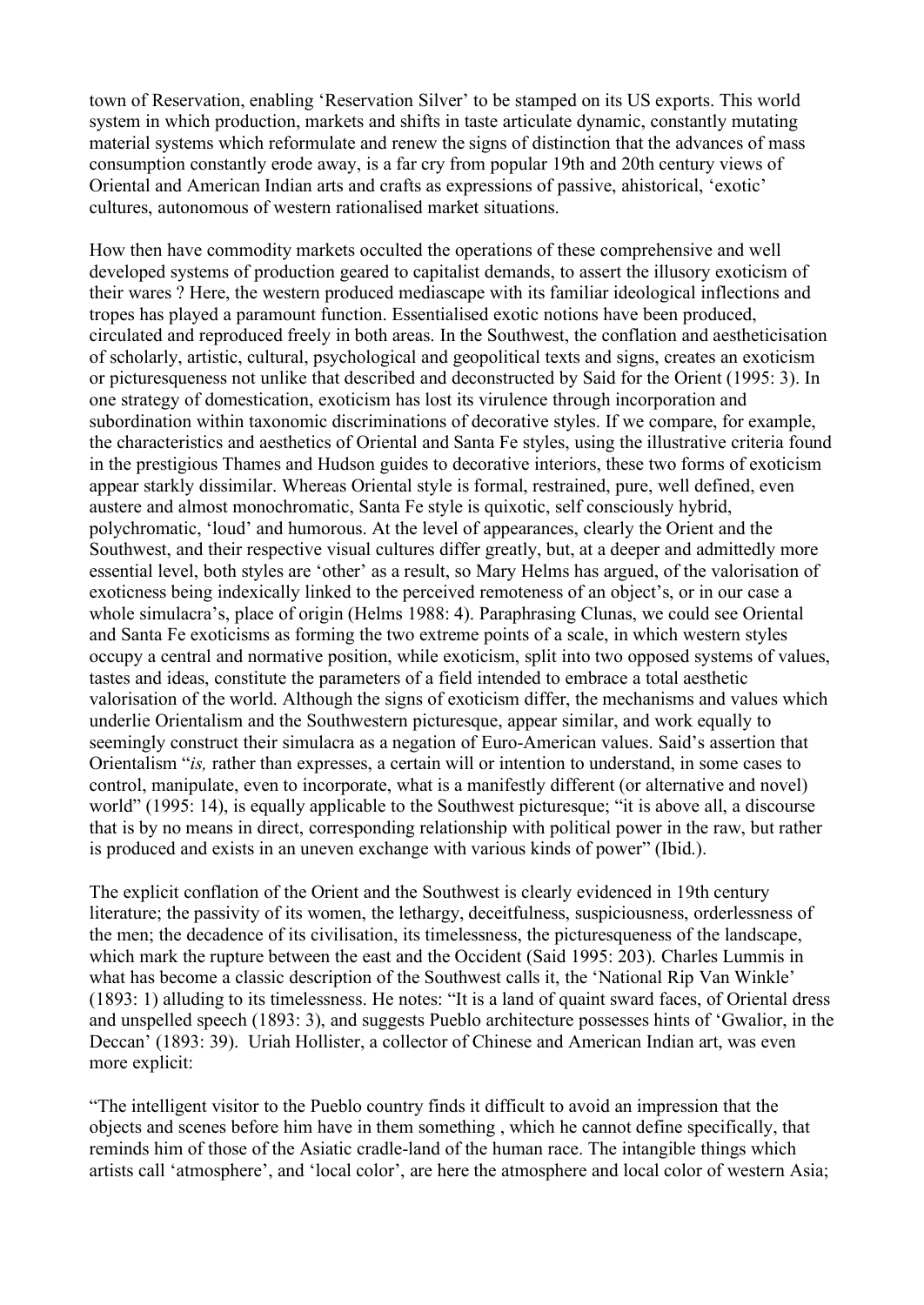town of Reservation, enabling 'Reservation Silver' to be stamped on its US exports. This world system in which production, markets and shifts in taste articulate dynamic, constantly mutating material systems which reformulate and renew the signs of distinction that the advances of mass consumption constantly erode away, is a far cry from popular 19th and 20th century views of Oriental and American Indian arts and crafts as expressions of passive, ahistorical, 'exotic' cultures, autonomous of western rationalised market situations.

How then have commodity markets occulted the operations of these comprehensive and well developed systems of production geared to capitalist demands, to assert the illusory exoticism of their wares ? Here, the western produced mediascape with its familiar ideological inflections and tropes has played a paramount function. Essentialised exotic notions have been produced, circulated and reproduced freely in both areas. In the Southwest, the conflation and aestheticisation of scholarly, artistic, cultural, psychological and geopolitical texts and signs, creates an exoticism or picturesqueness not unlike that described and deconstructed by Said for the Orient (1995: 3). In one strategy of domestication, exoticism has lost its virulence through incorporation and subordination within taxonomic discriminations of decorative styles. If we compare, for example, the characteristics and aesthetics of Oriental and Santa Fe styles, using the illustrative criteria found in the prestigious Thames and Hudson guides to decorative interiors, these two forms of exoticism appear starkly dissimilar. Whereas Oriental style is formal, restrained, pure, well defined, even austere and almost monochromatic, Santa Fe style is quixotic, self consciously hybrid, polychromatic, 'loud' and humorous. At the level of appearances, clearly the Orient and the Southwest, and their respective visual cultures differ greatly, but, at a deeper and admittedly more essential level, both styles are 'other' as a result, so Mary Helms has argued, of the valorisation of exoticness being indexically linked to the perceived remoteness of an object's, or in our case a whole simulacra's, place of origin (Helms 1988: 4). Paraphrasing Clunas, we could see Oriental and Santa Fe exoticisms as forming the two extreme points of a scale, in which western styles occupy a central and normative position, while exoticism, split into two opposed systems of values, tastes and ideas, constitute the parameters of a field intended to embrace a total aesthetic valorisation of the world. Although the signs of exoticism differ, the mechanisms and values which underlie Orientalism and the Southwestern picturesque, appear similar, and work equally to seemingly construct their simulacra as a negation of Euro-American values. Said's assertion that Orientalism "*is,* rather than expresses, a certain will or intention to understand, in some cases to control, manipulate, even to incorporate, what is a manifestly different (or alternative and novel) world" (1995: 14), is equally applicable to the Southwest picturesque; "it is above all, a discourse that is by no means in direct, corresponding relationship with political power in the raw, but rather is produced and exists in an uneven exchange with various kinds of power" (Ibid.).

The explicit conflation of the Orient and the Southwest is clearly evidenced in 19th century literature; the passivity of its women, the lethargy, deceitfulness, suspiciousness, orderlessness of the men; the decadence of its civilisation, its timelessness, the picturesqueness of the landscape, which mark the rupture between the east and the Occident (Said 1995: 203). Charles Lummis in what has become a classic description of the Southwest calls it, the 'National Rip Van Winkle' (1893: 1) alluding to its timelessness. He notes: "It is a land of quaint sward faces, of Oriental dress and unspelled speech (1893: 3), and suggests Pueblo architecture possesses hints of 'Gwalior, in the Deccan' (1893: 39). Uriah Hollister, a collector of Chinese and American Indian art, was even more explicit:

"The intelligent visitor to the Pueblo country finds it difficult to avoid an impression that the objects and scenes before him have in them something , which he cannot define specifically, that reminds him of those of the Asiatic cradle-land of the human race. The intangible things which artists call 'atmosphere', and 'local color', are here the atmosphere and local color of western Asia;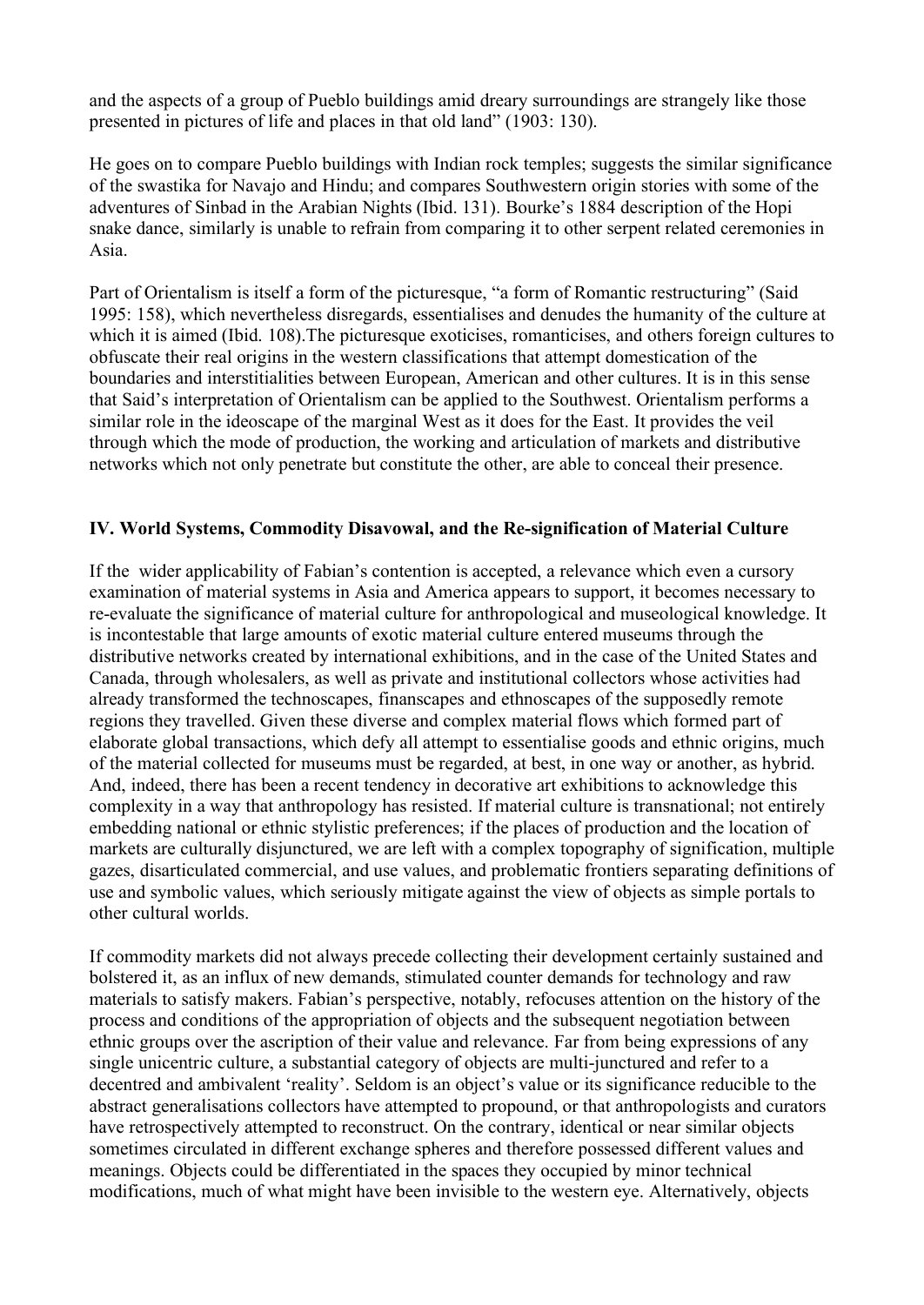and the aspects of a group of Pueblo buildings amid dreary surroundings are strangely like those presented in pictures of life and places in that old land" (1903: 130).

He goes on to compare Pueblo buildings with Indian rock temples; suggests the similar significance of the swastika for Navajo and Hindu; and compares Southwestern origin stories with some of the adventures of Sinbad in the Arabian Nights (Ibid. 131). Bourke's 1884 description of the Hopi snake dance, similarly is unable to refrain from comparing it to other serpent related ceremonies in Asia.

Part of Orientalism is itself a form of the picturesque, "a form of Romantic restructuring" (Said 1995: 158), which nevertheless disregards, essentialises and denudes the humanity of the culture at which it is aimed (Ibid. 108).The picturesque exoticises, romanticises, and others foreign cultures to obfuscate their real origins in the western classifications that attempt domestication of the boundaries and interstitialities between European, American and other cultures. It is in this sense that Said's interpretation of Orientalism can be applied to the Southwest. Orientalism performs a similar role in the ideoscape of the marginal West as it does for the East. It provides the veil through which the mode of production, the working and articulation of markets and distributive networks which not only penetrate but constitute the other, are able to conceal their presence.

## IV. World Systems, Commodity Disavowal, and the Re-signification of Material Culture

If the wider applicability of Fabian's contention is accepted, a relevance which even a cursory examination of material systems in Asia and America appears to support, it becomes necessary to re-evaluate the significance of material culture for anthropological and museological knowledge. It is incontestable that large amounts of exotic material culture entered museums through the distributive networks created by international exhibitions, and in the case of the United States and Canada, through wholesalers, as well as private and institutional collectors whose activities had already transformed the technoscapes, finanscapes and ethnoscapes of the supposedly remote regions they travelled. Given these diverse and complex material flows which formed part of elaborate global transactions, which defy all attempt to essentialise goods and ethnic origins, much of the material collected for museums must be regarded, at best, in one way or another, as hybrid. And, indeed, there has been a recent tendency in decorative art exhibitions to acknowledge this complexity in a way that anthropology has resisted. If material culture is transnational; not entirely embedding national or ethnic stylistic preferences; if the places of production and the location of markets are culturally disjunctured, we are left with a complex topography of signification, multiple gazes, disarticulated commercial, and use values, and problematic frontiers separating definitions of use and symbolic values, which seriously mitigate against the view of objects as simple portals to other cultural worlds.

If commodity markets did not always precede collecting their development certainly sustained and bolstered it, as an influx of new demands, stimulated counter demands for technology and raw materials to satisfy makers. Fabian's perspective, notably, refocuses attention on the history of the process and conditions of the appropriation of objects and the subsequent negotiation between ethnic groups over the ascription of their value and relevance. Far from being expressions of any single unicentric culture, a substantial category of objects are multi-junctured and refer to a decentred and ambivalent 'reality'. Seldom is an object's value or its significance reducible to the abstract generalisations collectors have attempted to propound, or that anthropologists and curators have retrospectively attempted to reconstruct. On the contrary, identical or near similar objects sometimes circulated in different exchange spheres and therefore possessed different values and meanings. Objects could be differentiated in the spaces they occupied by minor technical modifications, much of what might have been invisible to the western eye. Alternatively, objects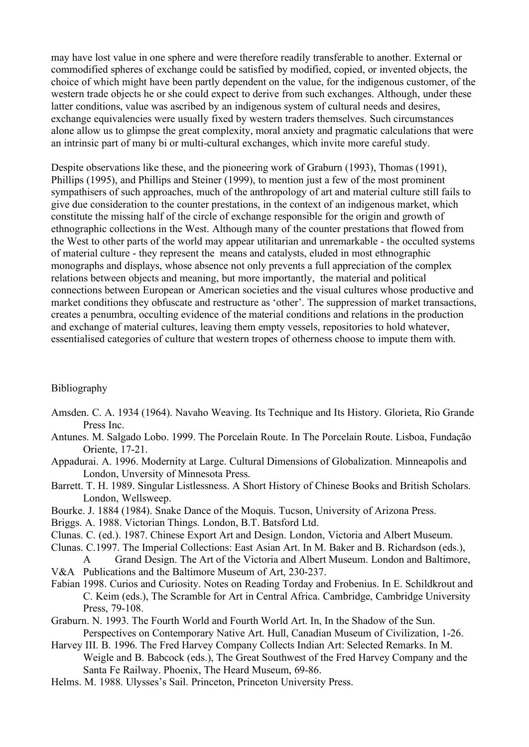may have lost value in one sphere and were therefore readily transferable to another. External or commodified spheres of exchange could be satisfied by modified, copied, or invented objects, the choice of which might have been partly dependent on the value, for the indigenous customer, of the western trade objects he or she could expect to derive from such exchanges. Although, under these latter conditions, value was ascribed by an indigenous system of cultural needs and desires, exchange equivalencies were usually fixed by western traders themselves. Such circumstances alone allow us to glimpse the great complexity, moral anxiety and pragmatic calculations that were an intrinsic part of many bi or multi-cultural exchanges, which invite more careful study.

Despite observations like these, and the pioneering work of Graburn (1993), Thomas (1991), Phillips (1995), and Phillips and Steiner (1999), to mention just a few of the most prominent sympathisers of such approaches, much of the anthropology of art and material culture still fails to give due consideration to the counter prestations, in the context of an indigenous market, which constitute the missing half of the circle of exchange responsible for the origin and growth of ethnographic collections in the West. Although many of the counter prestations that flowed from the West to other parts of the world may appear utilitarian and unremarkable - the occulted systems of material culture - they represent the means and catalysts, eluded in most ethnographic monographs and displays, whose absence not only prevents a full appreciation of the complex relations between objects and meaning, but more importantly, the material and political connections between European or American societies and the visual cultures whose productive and market conditions they obfuscate and restructure as 'other'. The suppression of market transactions, creates a penumbra, occulting evidence of the material conditions and relations in the production and exchange of material cultures, leaving them empty vessels, repositories to hold whatever, essentialised categories of culture that western tropes of otherness choose to impute them with.

## Bibliography

Amsden. C. A. 1934 (1964). Navaho Weaving. Its Technique and Its History. Glorieta, Rio Grande Press Inc.

Antunes. M. Salgado Lobo. 1999. The Porcelain Route. In The Porcelain Route. Lisboa, Fundação Oriente, 17-21.

Appadurai. A. 1996. Modernity at Large. Cultural Dimensions of Globalization. Minneapolis and London, Unversity of Minnesota Press.

Barrett. T. H. 1989. Singular Listlessness. A Short History of Chinese Books and British Scholars. London, Wellsweep.

Bourke. J. 1884 (1984). Snake Dance of the Moquis. Tucson, University of Arizona Press.

Briggs. A. 1988. Victorian Things. London, B.T. Batsford Ltd.

Clunas. C. (ed.). 1987. Chinese Export Art and Design. London, Victoria and Albert Museum.

Clunas. C.1997. The Imperial Collections: East Asian Art. In M. Baker and B. Richardson (eds.), A Grand Design. The Art of the Victoria and Albert Museum. London and Baltimore, V&A Publications and the Baltimore Museum of Art, 230-237.

Fabian 1998. Curios and Curiosity. Notes on Reading Torday and Frobenius. In E. Schildkrout and C. Keim (eds.), The Scramble for Art in Central Africa. Cambridge, Cambridge University Press, 79-108.

Graburn. N. 1993. The Fourth World and Fourth World Art. In, In the Shadow of the Sun. Perspectives on Contemporary Native Art. Hull, Canadian Museum of Civilization, 1-26.

Harvey III. B. 1996. The Fred Harvey Company Collects Indian Art: Selected Remarks. In M. Weigle and B. Babcock (eds.), The Great Southwest of the Fred Harvey Company and the Santa Fe Railway. Phoenix, The Heard Museum, 69-86.

Helms. M. 1988. Ulysses's Sail. Princeton, Princeton University Press.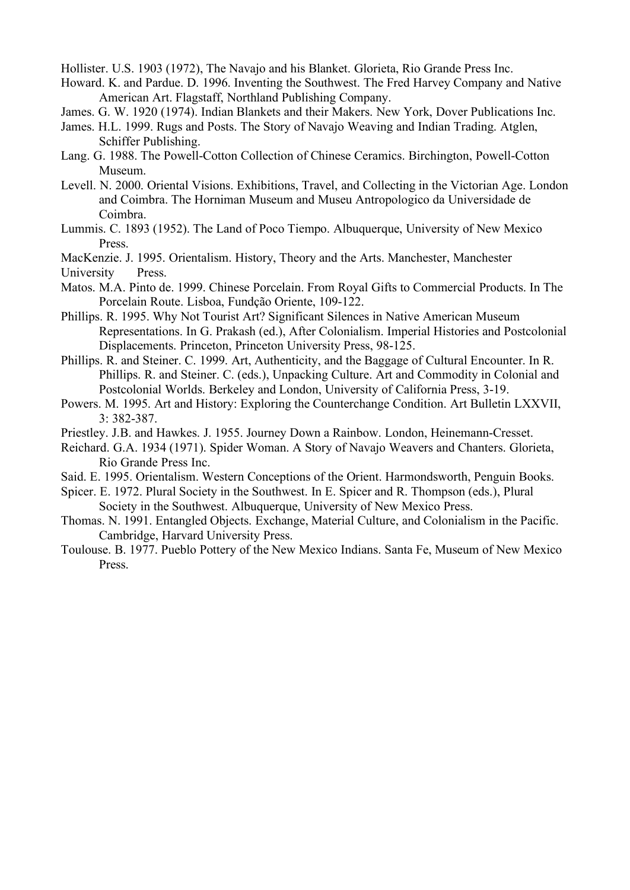Hollister. U.S. 1903 (1972), The Navajo and his Blanket. Glorieta, Rio Grande Press Inc.

Howard. K. and Pardue. D. 1996. Inventing the Southwest. The Fred Harvey Company and Native American Art. Flagstaff, Northland Publishing Company.

James. G. W. 1920 (1974). Indian Blankets and their Makers. New York, Dover Publications Inc.

James. H.L. 1999. Rugs and Posts. The Story of Navajo Weaving and Indian Trading. Atglen, Schiffer Publishing.

Lang. G. 1988. The Powell-Cotton Collection of Chinese Ceramics. Birchington, Powell-Cotton Museum.

Levell. N. 2000. Oriental Visions. Exhibitions, Travel, and Collecting in the Victorian Age. London and Coimbra. The Horniman Museum and Museu Antropologico da Universidade de Coimbra.

Lummis. C. 1893 (1952). The Land of Poco Tiempo. Albuquerque, University of New Mexico Press.

MacKenzie. J. 1995. Orientalism. History, Theory and the Arts. Manchester, Manchester University Press.

Matos. M.A. Pinto de. 1999. Chinese Porcelain. From Royal Gifts to Commercial Products. In The Porcelain Route. Lisboa, Fundção Oriente, 109-122.

Phillips. R. 1995. Why Not Tourist Art? Significant Silences in Native American Museum Representations. In G. Prakash (ed.), After Colonialism. Imperial Histories and Postcolonial Displacements. Princeton, Princeton University Press, 98-125.

Phillips. R. and Steiner. C. 1999. Art, Authenticity, and the Baggage of Cultural Encounter. In R. Phillips. R. and Steiner. C. (eds.), Unpacking Culture. Art and Commodity in Colonial and Postcolonial Worlds. Berkeley and London, University of California Press, 3-19.

Powers. M. 1995. Art and History: Exploring the Counterchange Condition. Art Bulletin LXXVII, 3: 382-387.

Priestley. J.B. and Hawkes. J. 1955. Journey Down a Rainbow. London, Heinemann-Cresset.

Reichard. G.A. 1934 (1971). Spider Woman. A Story of Navajo Weavers and Chanters. Glorieta, Rio Grande Press Inc.

Said. E. 1995. Orientalism. Western Conceptions of the Orient. Harmondsworth, Penguin Books.

Spicer. E. 1972. Plural Society in the Southwest. In E. Spicer and R. Thompson (eds.), Plural Society in the Southwest. Albuquerque, University of New Mexico Press.

Thomas. N. 1991. Entangled Objects. Exchange, Material Culture, and Colonialism in the Pacific. Cambridge, Harvard University Press.

Toulouse. B. 1977. Pueblo Pottery of the New Mexico Indians. Santa Fe, Museum of New Mexico Press.